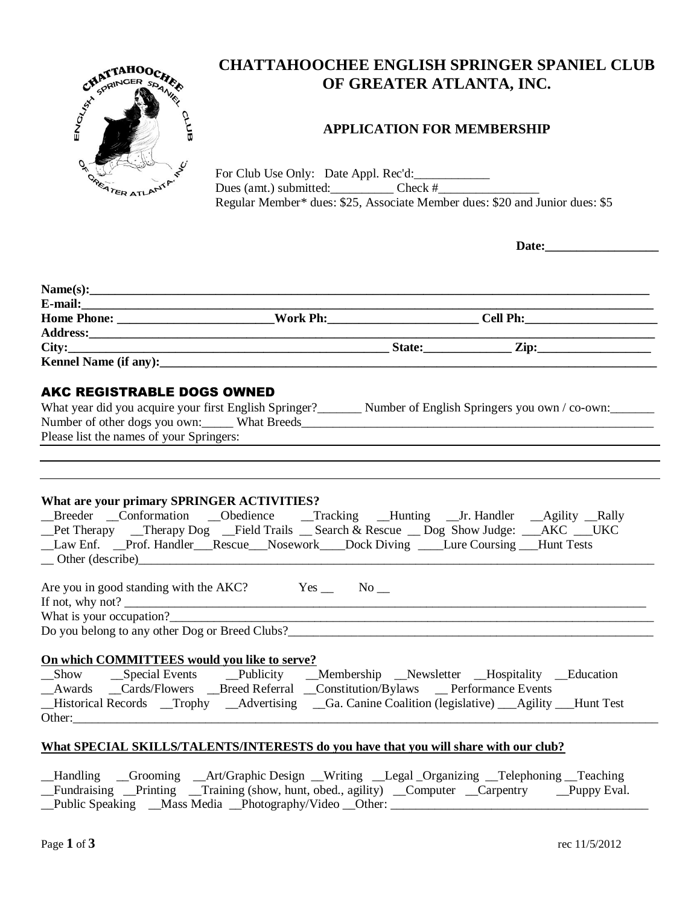# CHATTAHOOCHEE ENGLISH SPRINGER SPANIEL CLUB OF GREATER ATLANTA, INC.

## APPLICATION FOR MEMBERSHIP

For Club Use Only: Date Appl. Rec'd:____________
Dues (amt.) submitted:__________ Check #________________
Regular Member* dues: $25, Associate Member dues: $20 and Junior dues: $5

**Date:__________________**

**Name(s):**______________________________________________________________
**E-mail:**_______________________________________________________________
**Home Phone:** _________________________ **Work Ph:**_______________________ **Cell Ph:**_____________________
**Address:**_______________________________________________________________
**City:**_____________________________________________ **State:**_____________ **Zip:**__________________
**Kennel Name (if any):**_________________________________________________________

## AKC REGISTRABLE DOGS OWNED

What year did you acquire your first English Springer?_______ Number of English Springers you own / co-own:_______
Number of other dogs you own:_____ What Breeds__________________________________________________
Please list the names of your Springers:

**What are your primary SPRINGER ACTIVITIES?**

__Breeder __Conformation __Obedience __Tracking __Hunting __Jr. Handler __Agility __Rally
__Pet Therapy __Therapy Dog __Field Trails __ Search & Rescue __ Dog Show Judge: ___AKC ___UKC
__Law Enf. __Prof. Handler___Rescue___Nosework____Dock Diving ____Lure Coursing ___Hunt Tests
__ Other (describe)____________________________________________________________________

Are you in good standing with the AKC? Yes __ No __
If not, why not? _______________________________________________________________________
What is your occupation?__________________________________________________________________
Do you belong to any other Dog or Breed Clubs?___________________________________________________

**On which COMMITTEES would you like to serve?**

__Show __Special Events __Publicity __Membership __Newsletter __Hospitality __Education
__Awards __Cards/Flowers __Breed Referral __Constitution/Bylaws __ Performance Events
__Historical Records __Trophy __Advertising __Ga. Canine Coalition (legislative) ___Agility ___Hunt Test
Other:___________________________________________________________________________________

**What SPECIAL SKILLS/TALENTS/INTERESTS do you have that you will share with our club?**

__Handling __Grooming __Art/Graphic Design __Writing __Legal _Organizing __Telephoning __Teaching
__Fundraising __Printing __Training (show, hunt, obed., agility) __Computer __Carpentry __Puppy Eval.
__Public Speaking __Mass Media __Photography/Video __Other: _________________________________________

rec 11/5/2012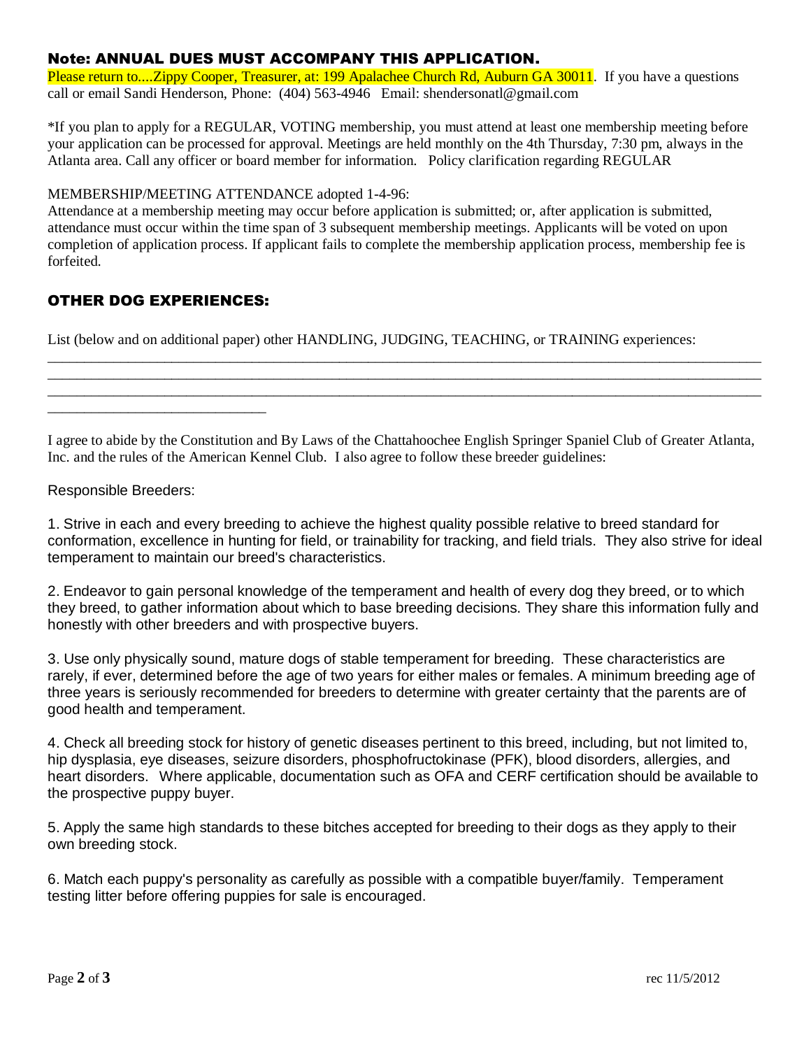### Note: ANNUAL DUES MUST ACCOMPANY THIS APPLICATION.

Please return to....Zippy Cooper, Treasurer, at: 199 Apalachee Church Rd, Auburn GA 30011. If you have a questions call or email Sandi Henderson, Phone: (404) 563-4946 Email: shendersonatl@gmail.com

*If you plan to apply for a REGULAR, VOTING membership, you must attend at least one membership meeting before your application can be processed for approval. Meetings are held monthly on the 4th Thursday, 7:30 pm, always in the Atlanta area. Call any officer or board member for information. Policy clarification regarding REGULAR

MEMBERSHIP/MEETING ATTENDANCE adopted 1-4-96:
Attendance at a membership meeting may occur before application is submitted; or, after application is submitted, attendance must occur within the time span of 3 subsequent membership meetings. Applicants will be voted on upon completion of application process. If applicant fails to complete the membership application process, membership fee is forfeited.

### OTHER DOG EXPERIENCES:

List (below and on additional paper) other HANDLING, JUDGING, TEACHING, or TRAINING experiences:
_____________________________________________________________________________________________
_____________________________________________________________________________________________
_____________________________________________________________________________________________
____________________________

I agree to abide by the Constitution and By Laws of the Chattahoochee English Springer Spaniel Club of Greater Atlanta, Inc. and the rules of the American Kennel Club. I also agree to follow these breeder guidelines:

Responsible Breeders:

1. Strive in each and every breeding to achieve the highest quality possible relative to breed standard for conformation, excellence in hunting for field, or trainability for tracking, and field trials. They also strive for ideal temperament to maintain our breed's characteristics.

2. Endeavor to gain personal knowledge of the temperament and health of every dog they breed, or to which they breed, to gather information about which to base breeding decisions. They share this information fully and honestly with other breeders and with prospective buyers.

3. Use only physically sound, mature dogs of stable temperament for breeding. These characteristics are rarely, if ever, determined before the age of two years for either males or females. A minimum breeding age of three years is seriously recommended for breeders to determine with greater certainty that the parents are of good health and temperament.

4. Check all breeding stock for history of genetic diseases pertinent to this breed, including, but not limited to, hip dysplasia, eye diseases, seizure disorders, phosphofructokinase (PFK), blood disorders, allergies, and heart disorders. Where applicable, documentation such as OFA and CERF certification should be available to the prospective puppy buyer.

5. Apply the same high standards to these bitches accepted for breeding to their dogs as they apply to their own breeding stock.

6. Match each puppy's personality as carefully as possible with a compatible buyer/family. Temperament testing litter before offering puppies for sale is encouraged.

rec 11/5/2012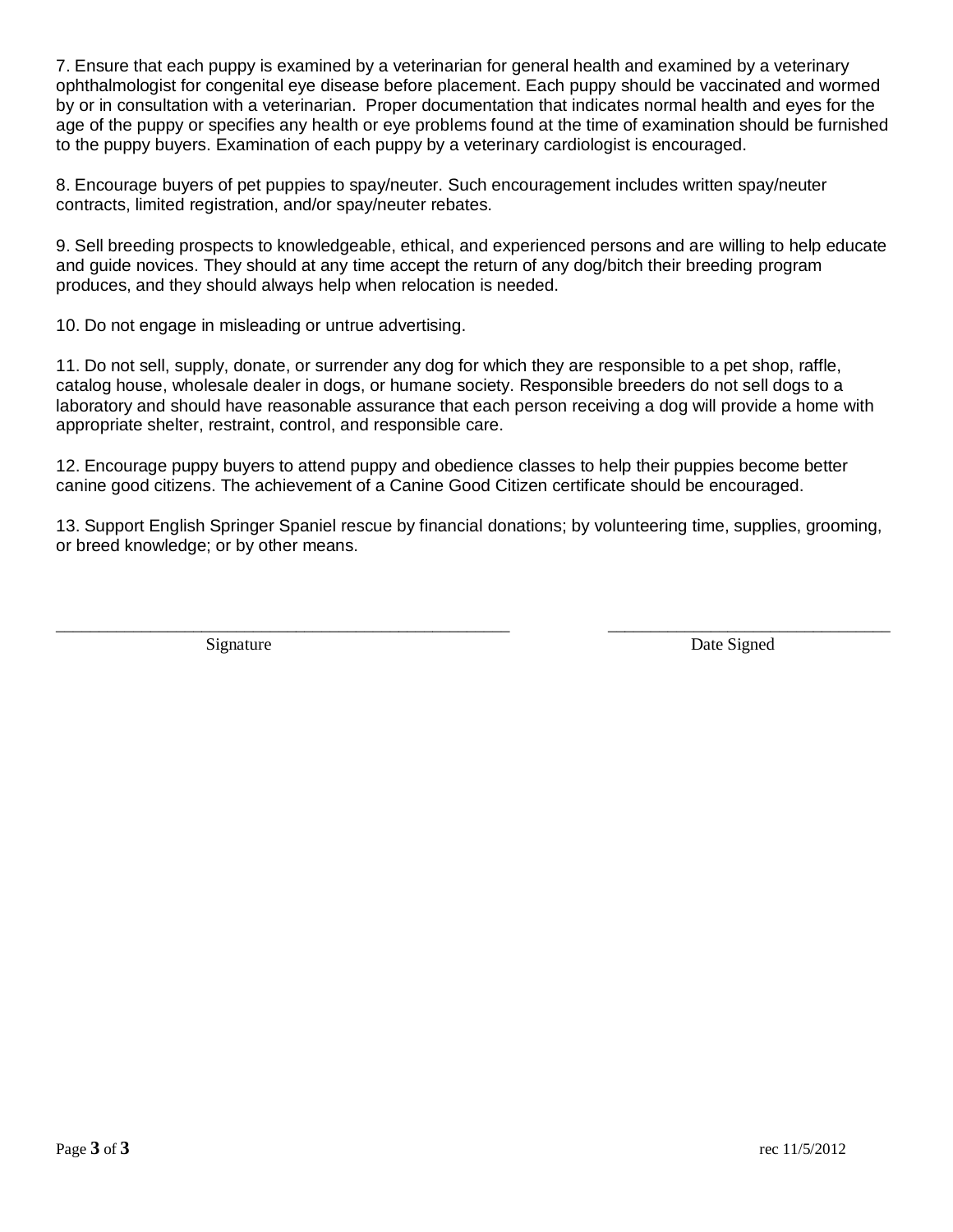7. Ensure that each puppy is examined by a veterinarian for general health and examined by a veterinary ophthalmologist for congenital eye disease before placement. Each puppy should be vaccinated and wormed by or in consultation with a veterinarian. Proper documentation that indicates normal health and eyes for the age of the puppy or specifies any health or eye problems found at the time of examination should be furnished to the puppy buyers. Examination of each puppy by a veterinary cardiologist is encouraged.

8. Encourage buyers of pet puppies to spay/neuter. Such encouragement includes written spay/neuter contracts, limited registration, and/or spay/neuter rebates.

9. Sell breeding prospects to knowledgeable, ethical, and experienced persons and are willing to help educate and guide novices. They should at any time accept the return of any dog/bitch their breeding program produces, and they should always help when relocation is needed.

10. Do not engage in misleading or untrue advertising.

11. Do not sell, supply, donate, or surrender any dog for which they are responsible to a pet shop, raffle, catalog house, wholesale dealer in dogs, or humane society. Responsible breeders do not sell dogs to a laboratory and should have reasonable assurance that each person receiving a dog will provide a home with appropriate shelter, restraint, control, and responsible care.

12. Encourage puppy buyers to attend puppy and obedience classes to help their puppies become better canine good citizens. The achievement of a Canine Good Citizen certificate should be encouraged.

13. Support English Springer Spaniel rescue by financial donations; by volunteering time, supplies, grooming, or breed knowledge; or by other means.

\_\_\_\_\_\_\_\_\_\_\_\_\_\_\_\_\_\_\_\_\_\_\_\_\_\_\_\_\_\_\_\_\_\_\_\_\_\_\_\_ &nbsp;&nbsp;&nbsp;&nbsp; \_\_\_\_\_\_\_\_\_\_\_\_\_\_\_\_\_\_\_\_\_\_\_\_\_\_\_\_

Signature &nbsp;&nbsp;&nbsp;&nbsp;&nbsp;&nbsp;&nbsp;&nbsp;&nbsp;&nbsp;&nbsp;&nbsp;&nbsp;&nbsp;&nbsp;&nbsp;&nbsp;&nbsp;&nbsp;&nbsp; Date Signed

rec 11/5/2012